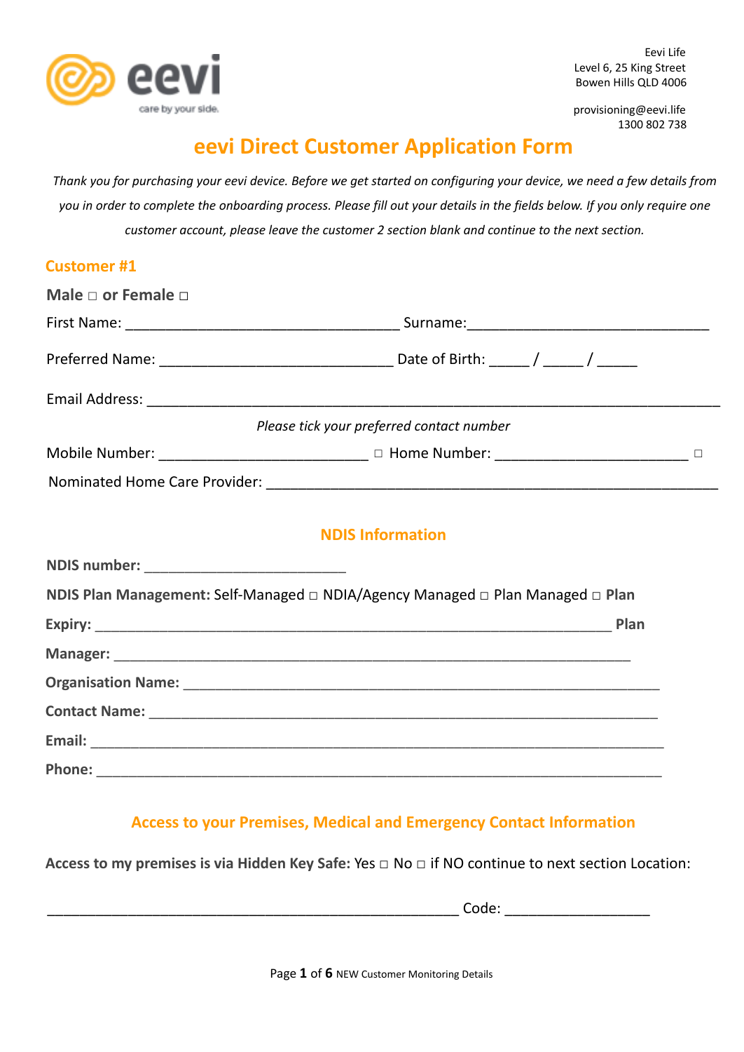Eevi Life
Level 6, 25 King Street
Bowen Hills QLD 4006

provisioning@eevi.life
1300 802 738

# eevi Direct Customer Application Form

*Thank you for purchasing your eevi device. Before we get started on configuring your device, we need a few details from you in order to complete the onboarding process. Please fill out your details in the fields below. If you only require one customer account, please leave the customer 2 section blank and continue to the next section.*

## Customer #1

**Male □ or Female □**

First Name: ___________________________________ Surname:_______________________________

Preferred Name: ______________________________ Date of Birth: _____ / _____ / _____

Email Address: _________________________________________________________________________

*Please tick your preferred contact number*

Mobile Number: ___________________________ □ Home Number: ________________________ □

Nominated Home Care Provider: __________________________________________________________

## NDIS Information

**NDIS number:** __________________________

**NDIS Plan Management:** Self-Managed □ NDIA/Agency Managed □ Plan Managed □ **Plan Expiry:** _________________________________________________________________ **Plan Manager:** _________________________________________________________________

**Organisation Name:** ____________________________________________________________

**Contact Name:** ________________________________________________________________

**Email:** _______________________________________________________________________

**Phone:** ______________________________________________________________________

## Access to your Premises, Medical and Emergency Contact Information

**Access to my premises is via Hidden Key Safe:** Yes □ No □ if NO continue to next section Location:

_____________________________________________________ Code: __________________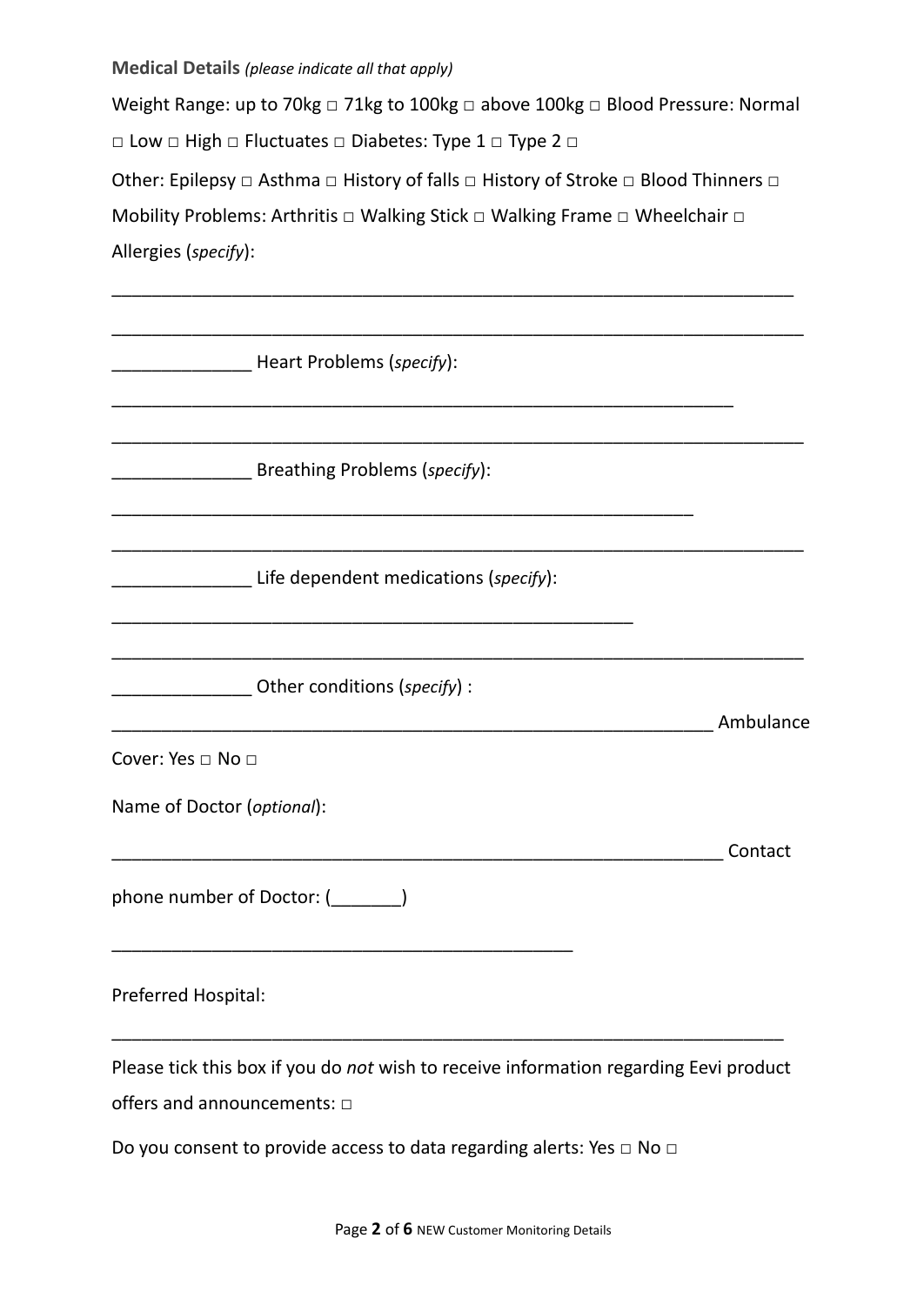**Medical Details** *(please indicate all that apply)*

Weight Range: up to 70kg □ 71kg to 100kg □ above 100kg □ Blood Pressure: Normal □ Low □ High □ Fluctuates □ Diabetes: Type 1 □ Type 2 □

Other: Epilepsy □ Asthma □ History of falls □ History of Stroke □ Blood Thinners □

Mobility Problems: Arthritis □ Walking Stick □ Walking Frame □ Wheelchair □

Allergies (*specify*):

_______________________________________________________________________

_______________________________________________________________________

______________ Heart Problems (*specify*):

_______________________________________________________________________

_______________________________________________________________________

______________ Breathing Problems (*specify*):

_______________________________________________________________________

_______________________________________________________________________

______________ Life dependent medications (*specify*):

_______________________________________________________________________

_______________________________________________________________________

______________ Other conditions (*specify*) :

_____________________________________________________________ Ambulance Cover: Yes □ No □

Name of Doctor (*optional*):

_____________________________________________________________ Contact phone number of Doctor: (_______)

_______________________________________________

Preferred Hospital:

_______________________________________________________________________

Please tick this box if you do *not* wish to receive information regarding Eevi product offers and announcements: □

Do you consent to provide access to data regarding alerts: Yes □ No □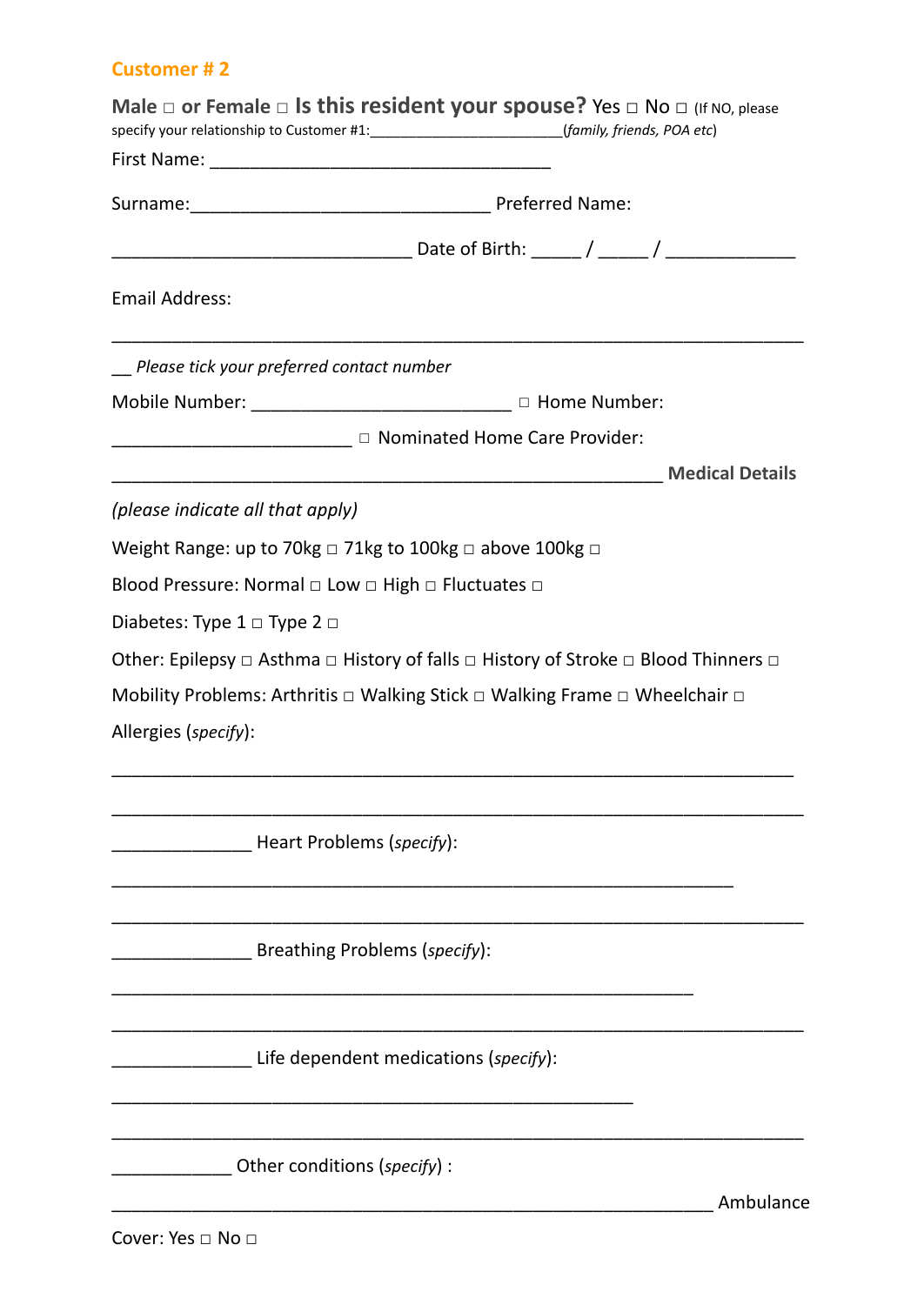## Customer # 2

**Male □ or Female □ Is this resident your spouse?** Yes □ No □ (If NO, please specify your relationship to Customer #1:________________________(*family, friends, POA etc*)

First Name: ___________________________________

Surname:______________________________ Preferred Name:

______________________________ Date of Birth: _____ / _____ / _____________

Email Address:

_________________________________________________________________

__ *Please tick your preferred contact number*

Mobile Number: __________________________ □ Home Number:

________________________ □ Nominated Home Care Provider:

_______________________________________________________ **Medical Details**

*(please indicate all that apply)*

Weight Range: up to 70kg □ 71kg to 100kg □ above 100kg □

Blood Pressure: Normal □ Low □ High □ Fluctuates □

Diabetes: Type 1 □ Type 2 □

Other: Epilepsy □ Asthma □ History of falls □ History of Stroke □ Blood Thinners □

Mobility Problems: Arthritis □ Walking Stick □ Walking Frame □ Wheelchair □

Allergies (*specify*):

_________________________________________________________________

_________________________________________________________________

______________ Heart Problems (*specify*):

_____________________________________________________________

_________________________________________________________________

______________ Breathing Problems (*specify*):

_________________________________________________________

_________________________________________________________________

______________ Life dependent medications (*specify*):

___________________________________________________

_________________________________________________________________

____________ Other conditions (*specify*) :

____________________________________________________________ Ambulance

Cover: Yes □ No □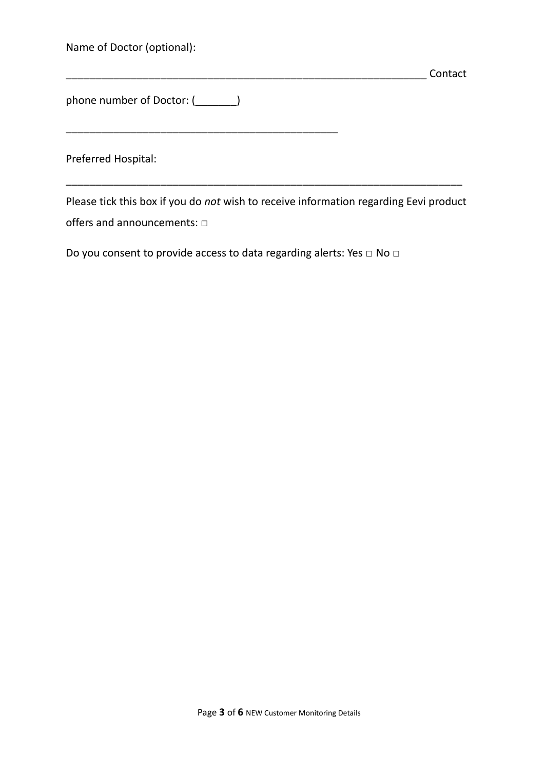Name of Doctor (optional):

_______________________________________________________________ Contact

phone number of Doctor: (_______)

________________________________________________

Preferred Hospital:

______________________________________________________________________

Please tick this box if you do *not* wish to receive information regarding Eevi product offers and announcements: □

Do you consent to provide access to data regarding alerts: Yes □ No □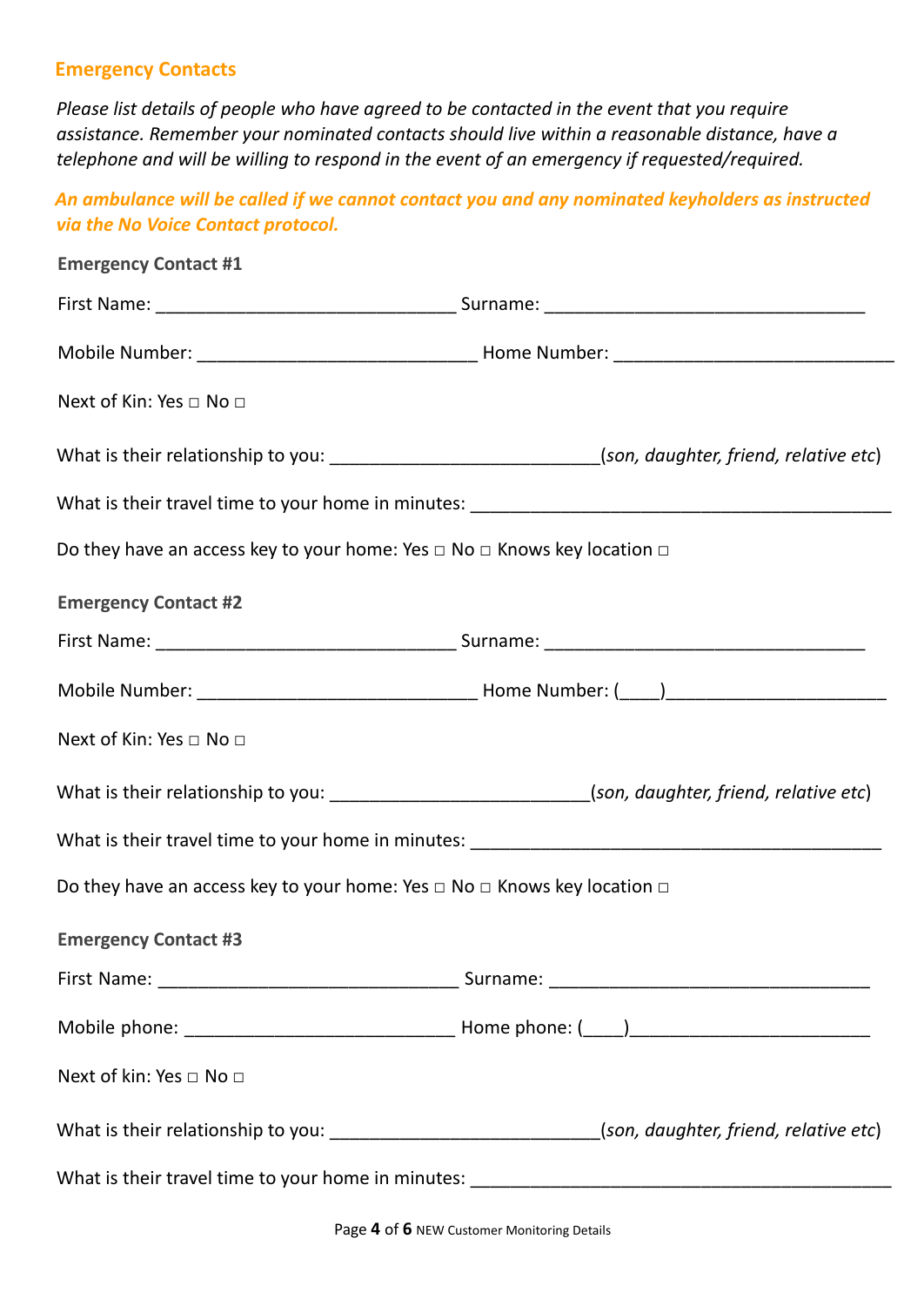## Emergency Contacts

*Please list details of people who have agreed to be contacted in the event that you require assistance. Remember your nominated contacts should live within a reasonable distance, have a telephone and will be willing to respond in the event of an emergency if requested/required.*

***An ambulance will be called if we cannot contact you and any nominated keyholders as instructed via the No Voice Contact protocol.***

### Emergency Contact #1

First Name: ______________________________ Surname: ________________________________

Mobile Number: ____________________________ Home Number: ____________________________

Next of Kin: Yes □ No □

What is their relationship to you: ___________________________(*son, daughter, friend, relative etc*)

What is their travel time to your home in minutes: __________________________________________

Do they have an access key to your home: Yes □ No □ Knows key location □

### Emergency Contact #2

First Name: ______________________________ Surname: ________________________________

Mobile Number: ____________________________ Home Number: (____)______________________

Next of Kin: Yes □ No □

What is their relationship to you: __________________________(*son, daughter, friend, relative etc*)

What is their travel time to your home in minutes: _________________________________________

Do they have an access key to your home: Yes □ No □ Knows key location □

### Emergency Contact #3

First Name: ______________________________ Surname: ________________________________

Mobile phone: ___________________________ Home phone: (____)________________________

Next of kin: Yes □ No □

What is their relationship to you: ___________________________(*son, daughter, friend, relative etc*)

What is their travel time to your home in minutes: __________________________________________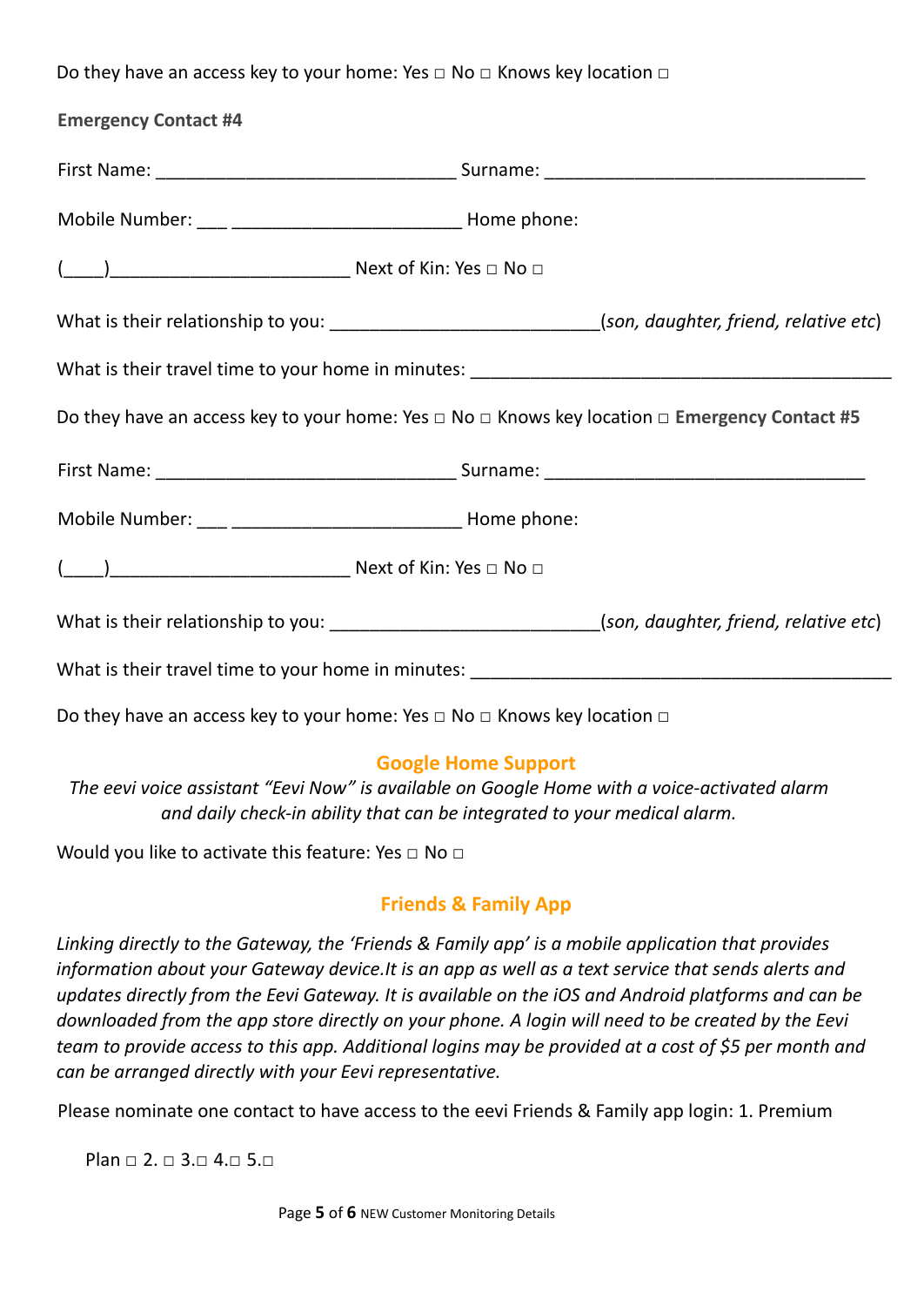Do they have an access key to your home: Yes □ No □ Knows key location □

**Emergency Contact #4**

First Name: ______________________________ Surname: ________________________________

Mobile Number: ___ _______________________ Home phone:

(____)________________________ Next of Kin: Yes □ No □

What is their relationship to you: __________________________(*son, daughter, friend, relative etc*)

What is their travel time to your home in minutes: ________________________________________

Do they have an access key to your home: Yes □ No □ Knows key location □ **Emergency Contact #5**

First Name: ______________________________ Surname: ________________________________

Mobile Number: ___ _______________________ Home phone:

(____)________________________ Next of Kin: Yes □ No □

What is their relationship to you: __________________________(*son, daughter, friend, relative etc*)

What is their travel time to your home in minutes: ________________________________________

Do they have an access key to your home: Yes □ No □ Knows key location □

## Google Home Support

*The eevi voice assistant "Eevi Now" is available on Google Home with a voice-activated alarm and daily check-in ability that can be integrated to your medical alarm.*

Would you like to activate this feature: Yes □ No □

## Friends & Family App

*Linking directly to the Gateway, the 'Friends & Family app' is a mobile application that provides information about your Gateway device.It is an app as well as a text service that sends alerts and updates directly from the Eevi Gateway. It is available on the iOS and Android platforms and can be downloaded from the app store directly on your phone. A login will need to be created by the Eevi team to provide access to this app. Additional logins may be provided at a cost of $5 per month and can be arranged directly with your Eevi representative.*

Please nominate one contact to have access to the eevi Friends & Family app login: 1. Premium

Plan □ 2. □ 3.□ 4.□ 5.□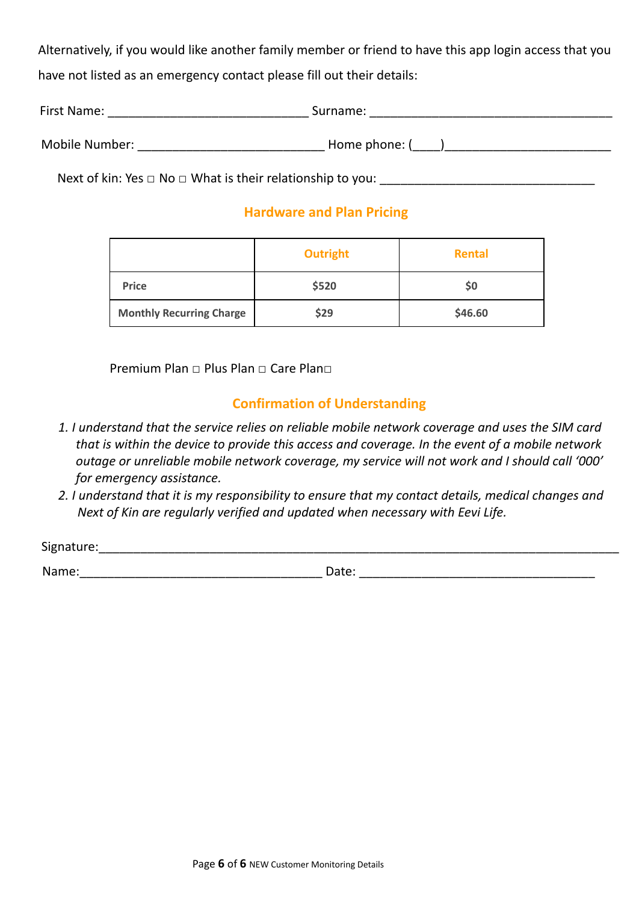Alternatively, if you would like another family member or friend to have this app login access that you have not listed as an emergency contact please fill out their details:

First Name: ____________________________ Surname: __________________________________

Mobile Number: __________________________ Home phone: (____)_______________________

Next of kin: Yes □ No □ What is their relationship to you: ______________________________

## Hardware and Plan Pricing

| | Outright | Rental |
|---|---|---|
| **Price** | **$520** | **$0** |
| **Monthly Recurring Charge** | **$29** | **$46.60** |

Premium Plan □ Plus Plan □ Care Plan□

## Confirmation of Understanding

1. *I understand that the service relies on reliable mobile network coverage and uses the SIM card that is within the device to provide this access and coverage. In the event of a mobile network outage or unreliable mobile network coverage, my service will not work and I should call '000' for emergency assistance.*
2. *I understand that it is my responsibility to ensure that my contact details, medical changes and Next of Kin are regularly verified and updated when necessary with Eevi Life.*

Signature:__________________________________________________________________________

Name:__________________________________ Date: ________________________________